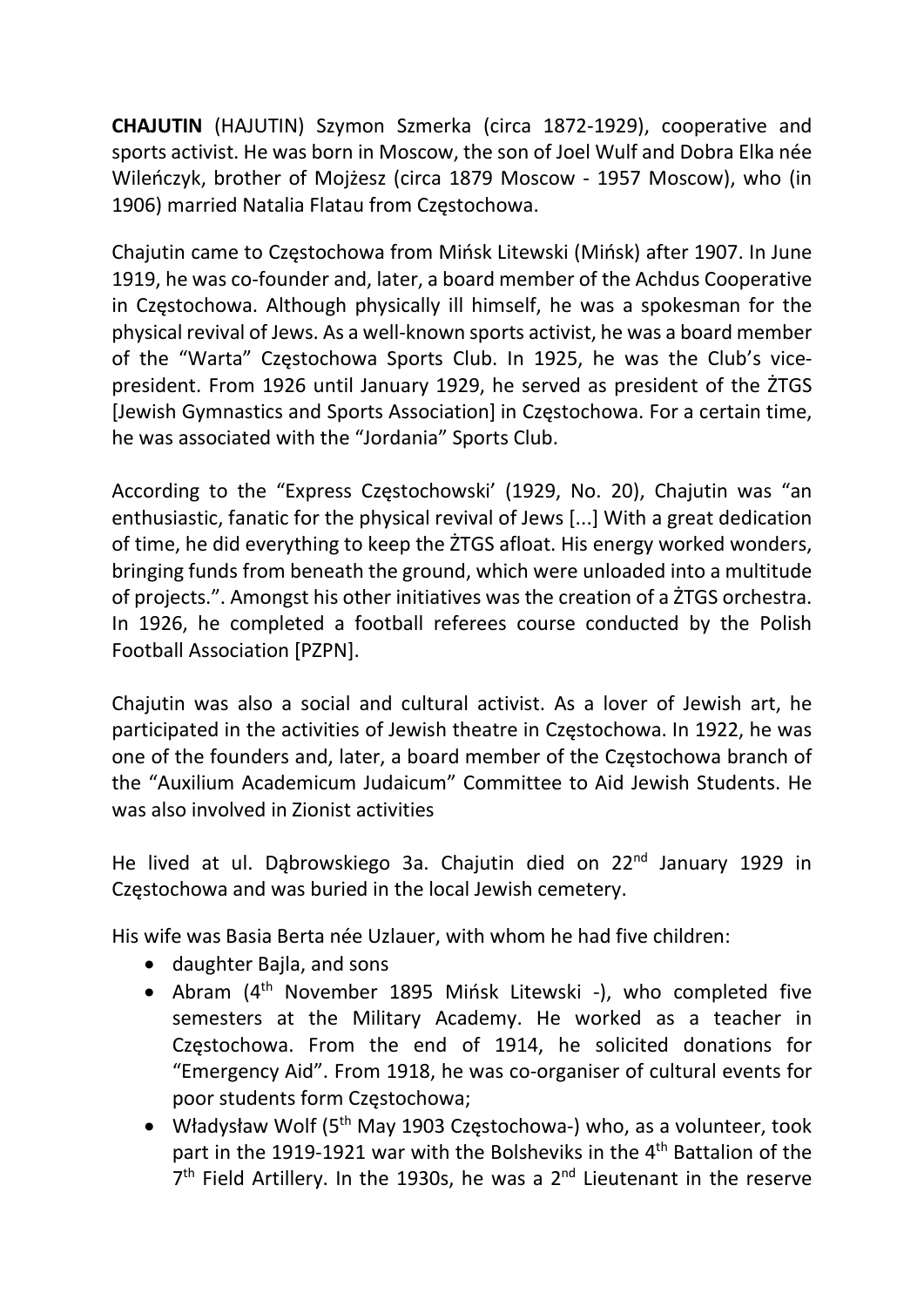**CHAJUTIN** (HAJUTIN) Szymon Szmerka (circa 1872-1929), cooperative and sports activist. He was born in Moscow, the son of Joel Wulf and Dobra Elka née Wileńczyk, brother of Mojżesz (circa 1879 Moscow - 1957 Moscow), who (in 1906) married Natalia Flatau from Częstochowa.

Chajutin came to Częstochowa from Mińsk Litewski (Mińsk) after 1907. In June 1919, he was co-founder and, later, a board member of the Achdus Cooperative in Częstochowa. Although physically ill himself, he was a spokesman for the physical revival of Jews. As a well-known sports activist, he was a board member of the "Warta" Częstochowa Sports Club. In 1925, he was the Club's vice-president. From 1926 until January 1929, he served as president of the ŻTGS [Jewish Gymnastics and Sports Association] in Częstochowa. For a certain time, he was associated with the "Jordania" Sports Club.

According to the "Express Częstochowski' (1929, No. 20), Chajutin was "an enthusiastic, fanatic for the physical revival of Jews [...] With a great dedication of time, he did everything to keep the ŻTGS afloat. His energy worked wonders, bringing funds from beneath the ground, which were unloaded into a multitude of projects.". Amongst his other initiatives was the creation of a ŻTGS orchestra. In 1926, he completed a football referees course conducted by the Polish Football Association [PZPN].

Chajutin was also a social and cultural activist. As a lover of Jewish art, he participated in the activities of Jewish theatre in Częstochowa. In 1922, he was one of the founders and, later, a board member of the Częstochowa branch of the "Auxilium Academicum Judaicum" Committee to Aid Jewish Students. He was also involved in Zionist activities

He lived at ul. Dąbrowskiego 3a. Chajutin died on 22nd January 1929 in Częstochowa and was buried in the local Jewish cemetery.

His wife was Basia Berta née Uzlauer, with whom he had five children:

- daughter Bajla, and sons
- Abram (4th November 1895 Mińsk Litewski -), who completed five semesters at the Military Academy. He worked as a teacher in Częstochowa. From the end of 1914, he solicited donations for "Emergency Aid". From 1918, he was co-organiser of cultural events for poor students form Częstochowa;
- Władysław Wolf (5th May 1903 Częstochowa-) who, as a volunteer, took part in the 1919-1921 war with the Bolsheviks in the 4th Battalion of the 7th Field Artillery. In the 1930s, he was a 2nd Lieutenant in the reserve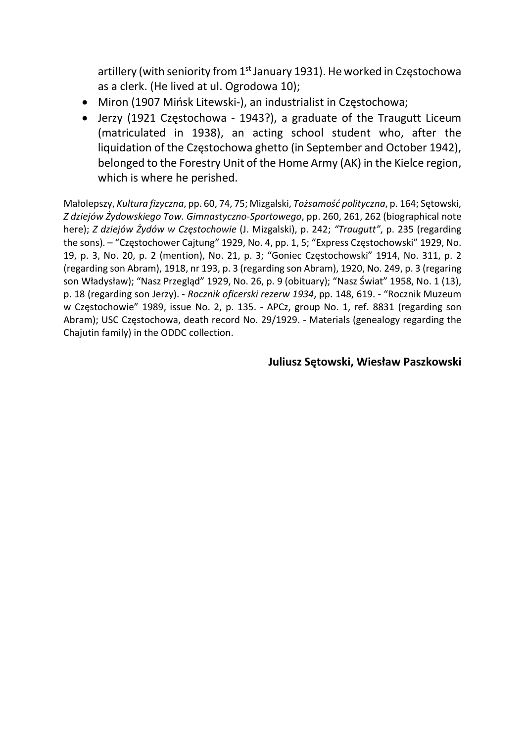artillery (with seniority from 1st January 1931). He worked in Częstochowa as a clerk. (He lived at ul. Ogrodowa 10);

- Miron (1907 Mińsk Litewski-), an industrialist in Częstochowa;
- Jerzy (1921 Częstochowa - 1943?), a graduate of the Traugutt Liceum (matriculated in 1938), an acting school student who, after the liquidation of the Częstochowa ghetto (in September and October 1942), belonged to the Forestry Unit of the Home Army (AK) in the Kielce region, which is where he perished.

Małolepszy, *Kultura fizyczna*, pp. 60, 74, 75; Mizgalski, *Tożsamość polityczna*, p. 164; Sętowski, *Z dziejów Żydowskiego Tow. Gimnastyczno-Sportowego*, pp. 260, 261, 262 (biographical note here); *Z dziejów Żydów w Częstochowie* (J. Mizgalski), p. 242; *"Traugutt"*, p. 235 (regarding the sons). – "Częstochower Cajtung" 1929, No. 4, pp. 1, 5; "Express Częstochowski" 1929, No. 19, p. 3, No. 20, p. 2 (mention), No. 21, p. 3; "Goniec Częstochowski" 1914, No. 311, p. 2 (regarding son Abram), 1918, nr 193, p. 3 (regarding son Abram), 1920, No. 249, p. 3 (regaring son Władysław); "Nasz Przegląd" 1929, No. 26, p. 9 (obituary); "Nasz Świat" 1958, No. 1 (13), p. 18 (regarding son Jerzy). - *Rocznik oficerski rezerw 1934*, pp. 148, 619. - "Rocznik Muzeum w Częstochowie" 1989, issue No. 2, p. 135. - APCz, group No. 1, ref. 8831 (regarding son Abram); USC Częstochowa, death record No. 29/1929. - Materials (genealogy regarding the Chajutin family) in the ODDC collection.

**Juliusz Sętowski, Wiesław Paszkowski**